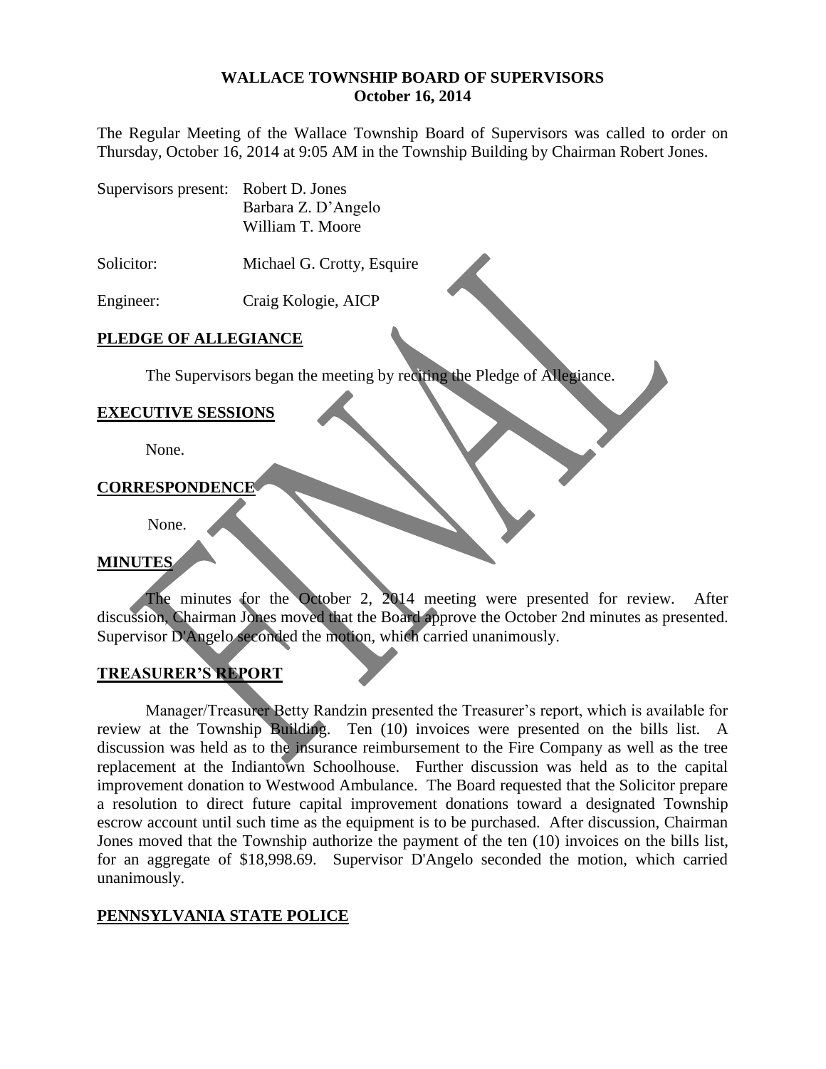**WALLACE TOWNSHIP BOARD OF SUPERVISORS**
**October 16, 2014**

The Regular Meeting of the Wallace Township Board of Supervisors was called to order on Thursday, October 16, 2014 at 9:05 AM in the Township Building by Chairman Robert Jones.

Supervisors present: Robert D. Jones
Barbara Z. D'Angelo
William T. Moore

Solicitor: Michael G. Crotty, Esquire

Engineer: Craig Kologie, AICP

## PLEDGE OF ALLEGIANCE

The Supervisors began the meeting by reciting the Pledge of Allegiance.

## EXECUTIVE SESSIONS

None.

## CORRESPONDENCE

None.

## MINUTES

The minutes for the October 2, 2014 meeting were presented for review. After discussion, Chairman Jones moved that the Board approve the October 2nd minutes as presented. Supervisor D'Angelo seconded the motion, which carried unanimously.

## TREASURER'S REPORT

Manager/Treasurer Betty Randzin presented the Treasurer's report, which is available for review at the Township Building. Ten (10) invoices were presented on the bills list. A discussion was held as to the insurance reimbursement to the Fire Company as well as the tree replacement at the Indiantown Schoolhouse. Further discussion was held as to the capital improvement donation to Westwood Ambulance. The Board requested that the Solicitor prepare a resolution to direct future capital improvement donations toward a designated Township escrow account until such time as the equipment is to be purchased. After discussion, Chairman Jones moved that the Township authorize the payment of the ten (10) invoices on the bills list, for an aggregate of $18,998.69. Supervisor D'Angelo seconded the motion, which carried unanimously.

## PENNSYLVANIA STATE POLICE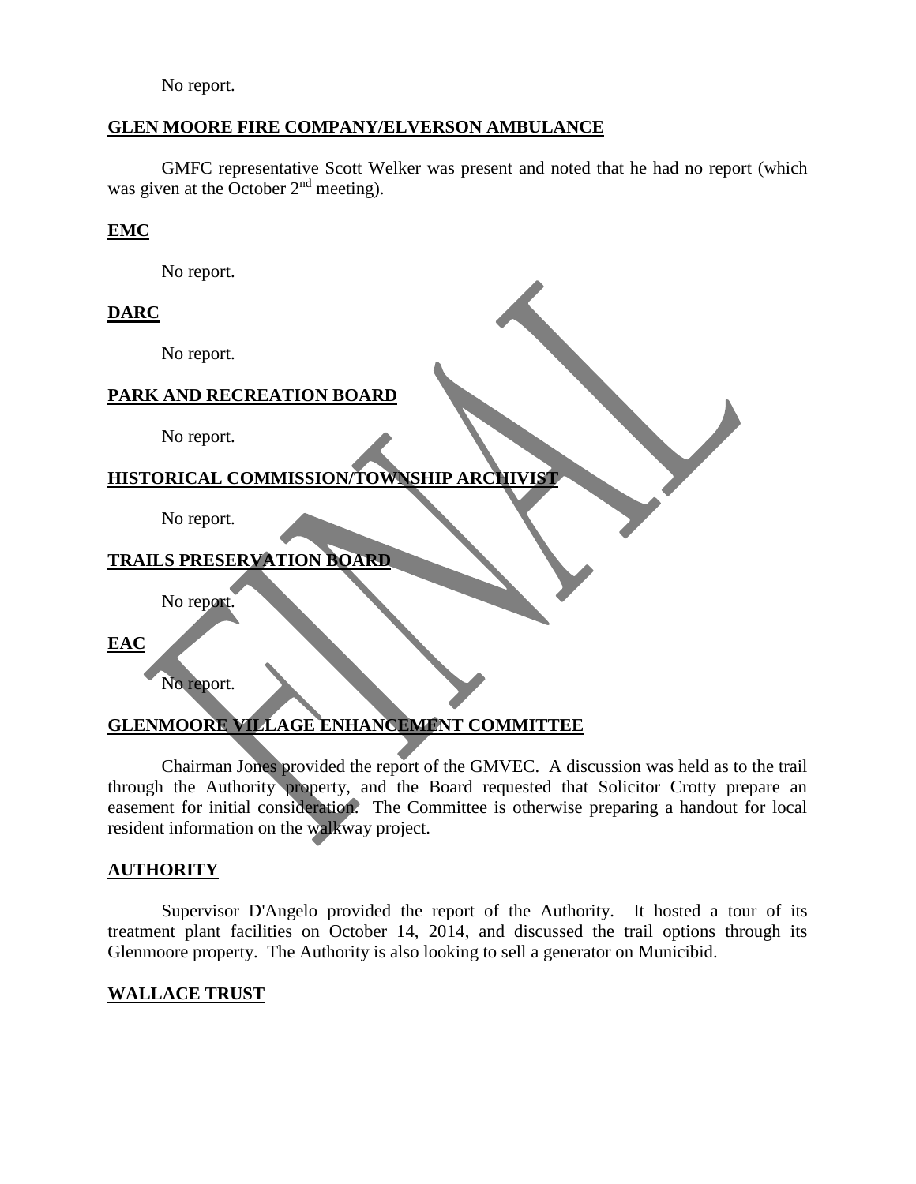No report.

**GLEN MOORE FIRE COMPANY/ELVERSON AMBULANCE**

GMFC representative Scott Welker was present and noted that he had no report (which was given at the October 2nd meeting).

**EMC**

No report.

**DARC**

No report.

**PARK AND RECREATION BOARD**

No report.

**HISTORICAL COMMISSION/TOWNSHIP ARCHIVIST**

No report.

**TRAILS PRESERVATION BOARD**

No report.

**EAC**

No report.

**GLENMOORE VILLAGE ENHANCEMENT COMMITTEE**

Chairman Jones provided the report of the GMVEC. A discussion was held as to the trail through the Authority property, and the Board requested that Solicitor Crotty prepare an easement for initial consideration. The Committee is otherwise preparing a handout for local resident information on the walkway project.

**AUTHORITY**

Supervisor D'Angelo provided the report of the Authority. It hosted a tour of its treatment plant facilities on October 14, 2014, and discussed the trail options through its Glenmoore property. The Authority is also looking to sell a generator on Municibid.

**WALLACE TRUST**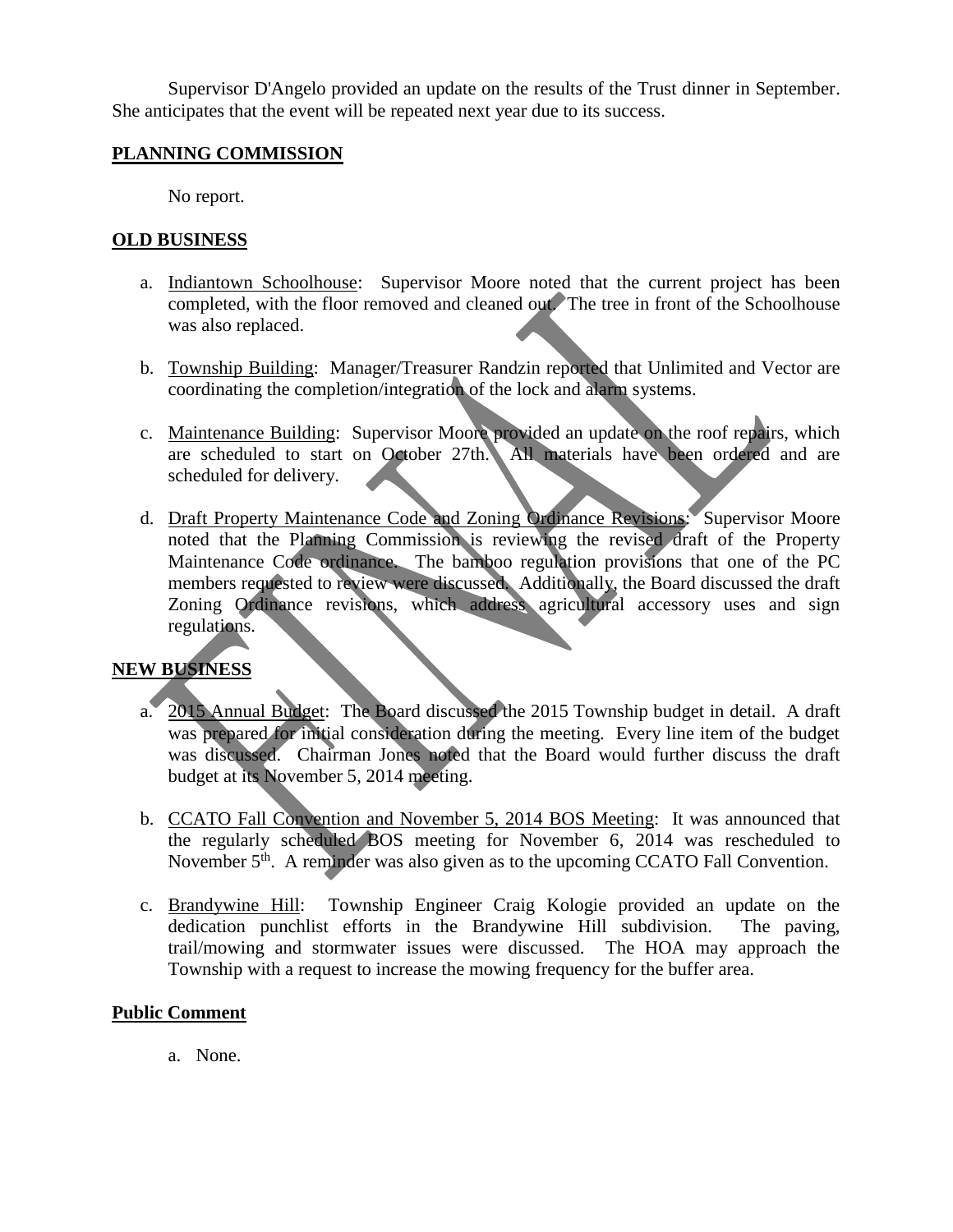Supervisor D'Angelo provided an update on the results of the Trust dinner in September. She anticipates that the event will be repeated next year due to its success.

## PLANNING COMMISSION

No report.

## OLD BUSINESS

a. Indiantown Schoolhouse: Supervisor Moore noted that the current project has been completed, with the floor removed and cleaned out. The tree in front of the Schoolhouse was also replaced.

b. Township Building: Manager/Treasurer Randzin reported that Unlimited and Vector are coordinating the completion/integration of the lock and alarm systems.

c. Maintenance Building: Supervisor Moore provided an update on the roof repairs, which are scheduled to start on October 27th. All materials have been ordered and are scheduled for delivery.

d. Draft Property Maintenance Code and Zoning Ordinance Revisions: Supervisor Moore noted that the Planning Commission is reviewing the revised draft of the Property Maintenance Code ordinance. The bamboo regulation provisions that one of the PC members requested to review were discussed. Additionally, the Board discussed the draft Zoning Ordinance revisions, which address agricultural accessory uses and sign regulations.

## NEW BUSINESS

a. 2015 Annual Budget: The Board discussed the 2015 Township budget in detail. A draft was prepared for initial consideration during the meeting. Every line item of the budget was discussed. Chairman Jones noted that the Board would further discuss the draft budget at its November 5, 2014 meeting.

b. CCATO Fall Convention and November 5, 2014 BOS Meeting: It was announced that the regularly scheduled BOS meeting for November 6, 2014 was rescheduled to November 5th. A reminder was also given as to the upcoming CCATO Fall Convention.

c. Brandywine Hill: Township Engineer Craig Kologie provided an update on the dedication punchlist efforts in the Brandywine Hill subdivision. The paving, trail/mowing and stormwater issues were discussed. The HOA may approach the Township with a request to increase the mowing frequency for the buffer area.

## Public Comment

a. None.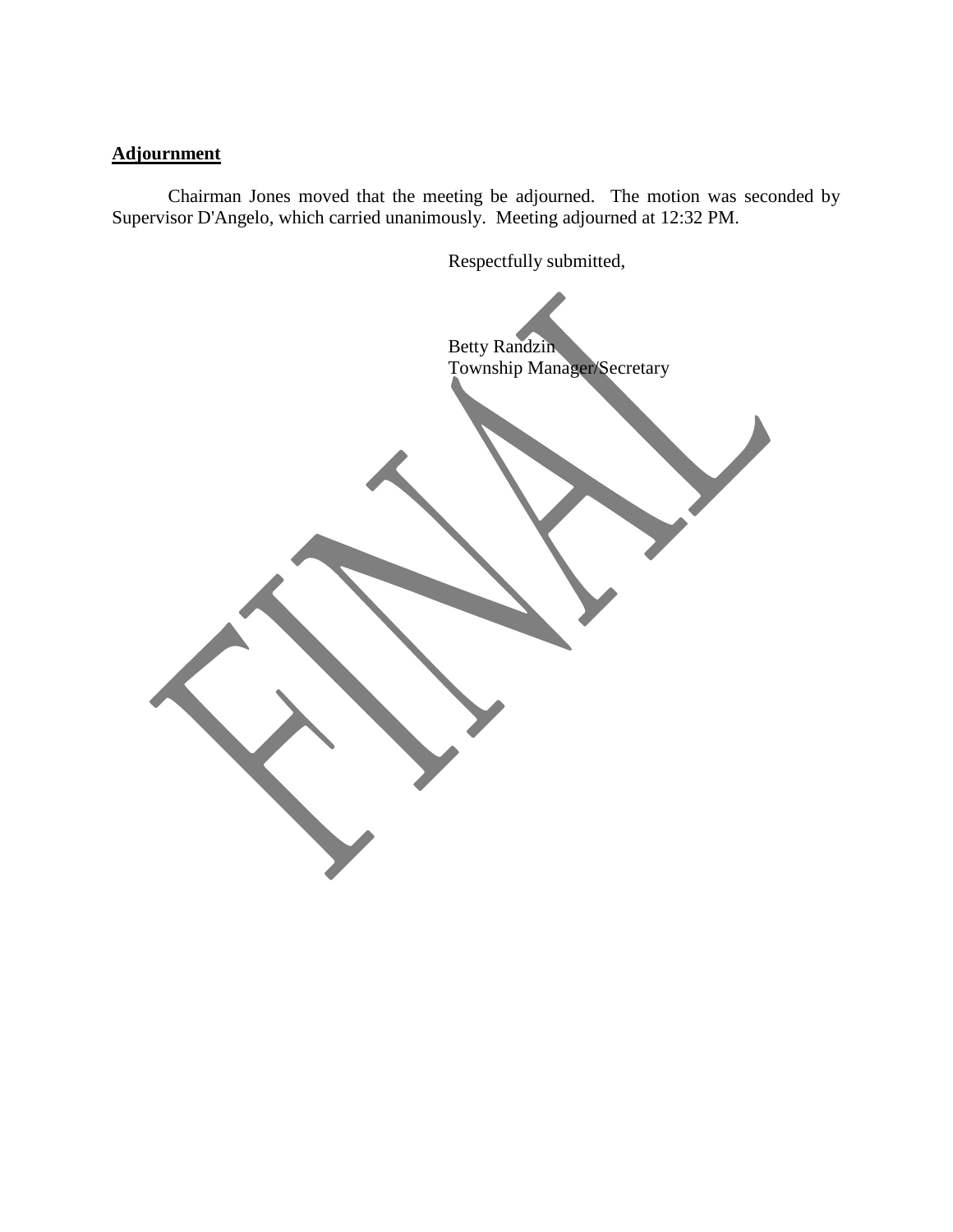**Adjournment**

Chairman Jones moved that the meeting be adjourned. The motion was seconded by Supervisor D'Angelo, which carried unanimously. Meeting adjourned at 12:32 PM.

Respectfully submitted,

Betty Randzin
Township Manager/Secretary

FINAL